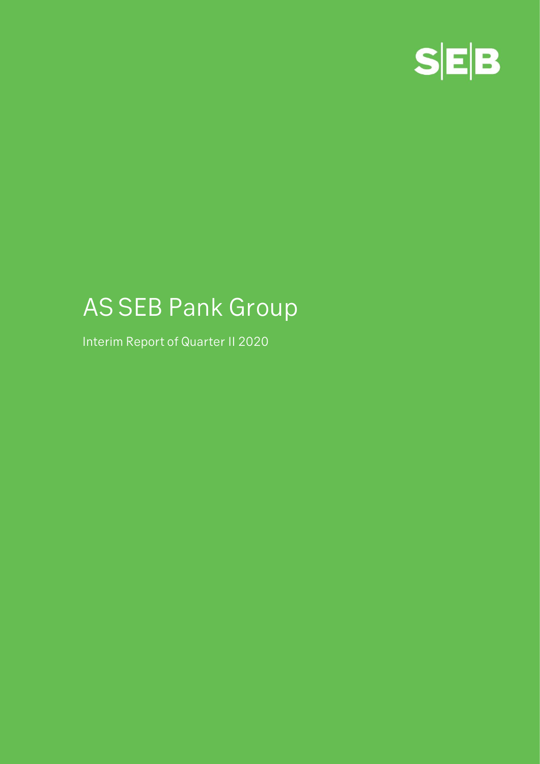SEB

# AS SEB Pank Group

Interim Report of Quarter II 2020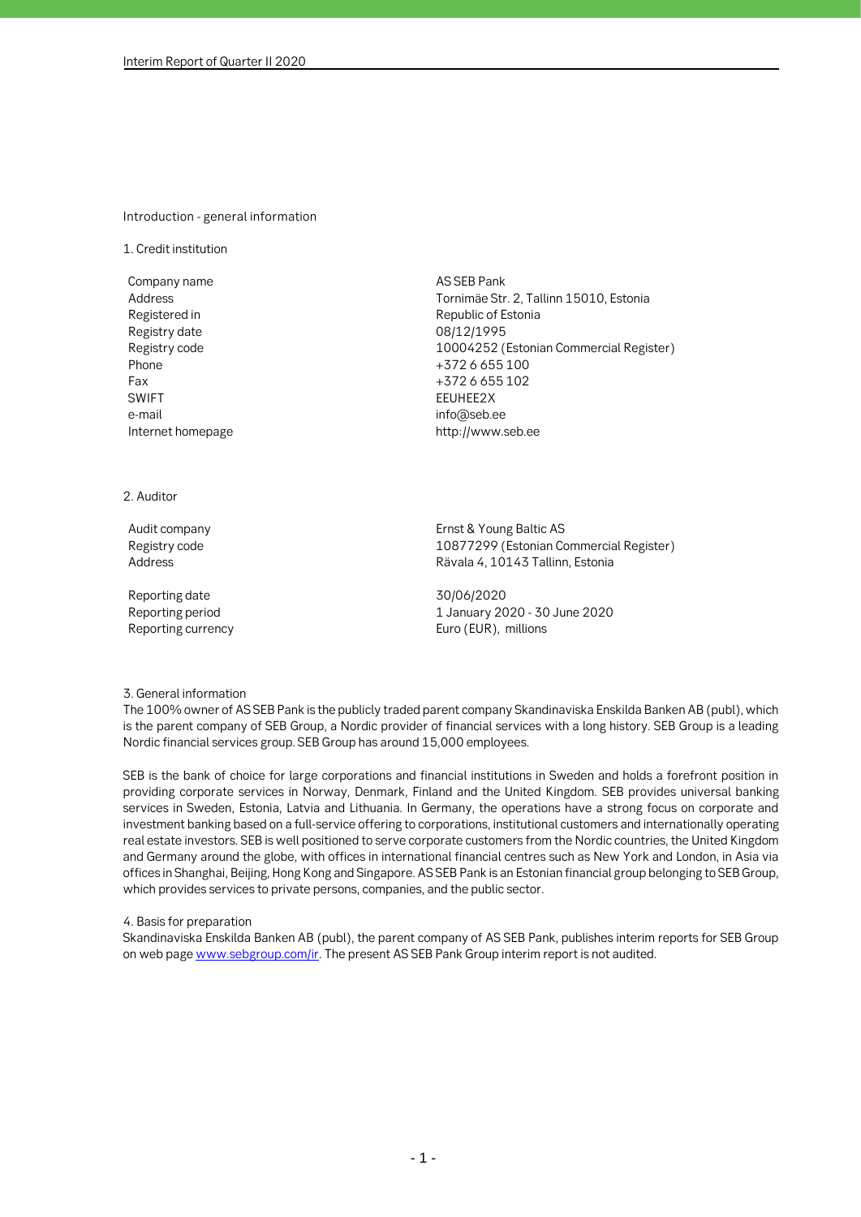## Introduction - general information

### 1. Credit institution

| | |
|---|---|
| Company name | AS SEB Pank |
| Address | Tornimäe Str. 2, Tallinn 15010, Estonia |
| Registered in | Republic of Estonia |
| Registry date | 08/12/1995 |
| Registry code | 10004252 (Estonian Commercial Register) |
| Phone | +372 6 655 100 |
| Fax | +372 6 655 102 |
| SWIFT | EEUHEE2X |
| e-mail | info@seb.ee |
| Internet homepage | http://www.seb.ee |

### 2. Auditor

| | |
|---|---|
| Audit company | Ernst & Young Baltic AS |
| Registry code | 10877299 (Estonian Commercial Register) |
| Address | Rävala 4, 10143 Tallinn, Estonia |
| | |
| Reporting date | 30/06/2020 |
| Reporting period | 1 January 2020 - 30 June 2020 |
| Reporting currency | Euro (EUR), millions |

### 3. General information

The 100% owner of AS SEB Pank is the publicly traded parent company Skandinaviska Enskilda Banken AB (publ), which is the parent company of SEB Group, a Nordic provider of financial services with a long history. SEB Group is a leading Nordic financial services group. SEB Group has around 15,000 employees.

SEB is the bank of choice for large corporations and financial institutions in Sweden and holds a forefront position in providing corporate services in Norway, Denmark, Finland and the United Kingdom. SEB provides universal banking services in Sweden, Estonia, Latvia and Lithuania. In Germany, the operations have a strong focus on corporate and investment banking based on a full-service offering to corporations, institutional customers and internationally operating real estate investors. SEB is well positioned to serve corporate customers from the Nordic countries, the United Kingdom and Germany around the globe, with offices in international financial centres such as New York and London, in Asia via offices in Shanghai, Beijing, Hong Kong and Singapore. AS SEB Pank is an Estonian financial group belonging to SEB Group, which provides services to private persons, companies, and the public sector.

### 4. Basis for preparation

Skandinaviska Enskilda Banken AB (publ), the parent company of AS SEB Pank, publishes interim reports for SEB Group on web page www.sebgroup.com/ir. The present AS SEB Pank Group interim report is not audited.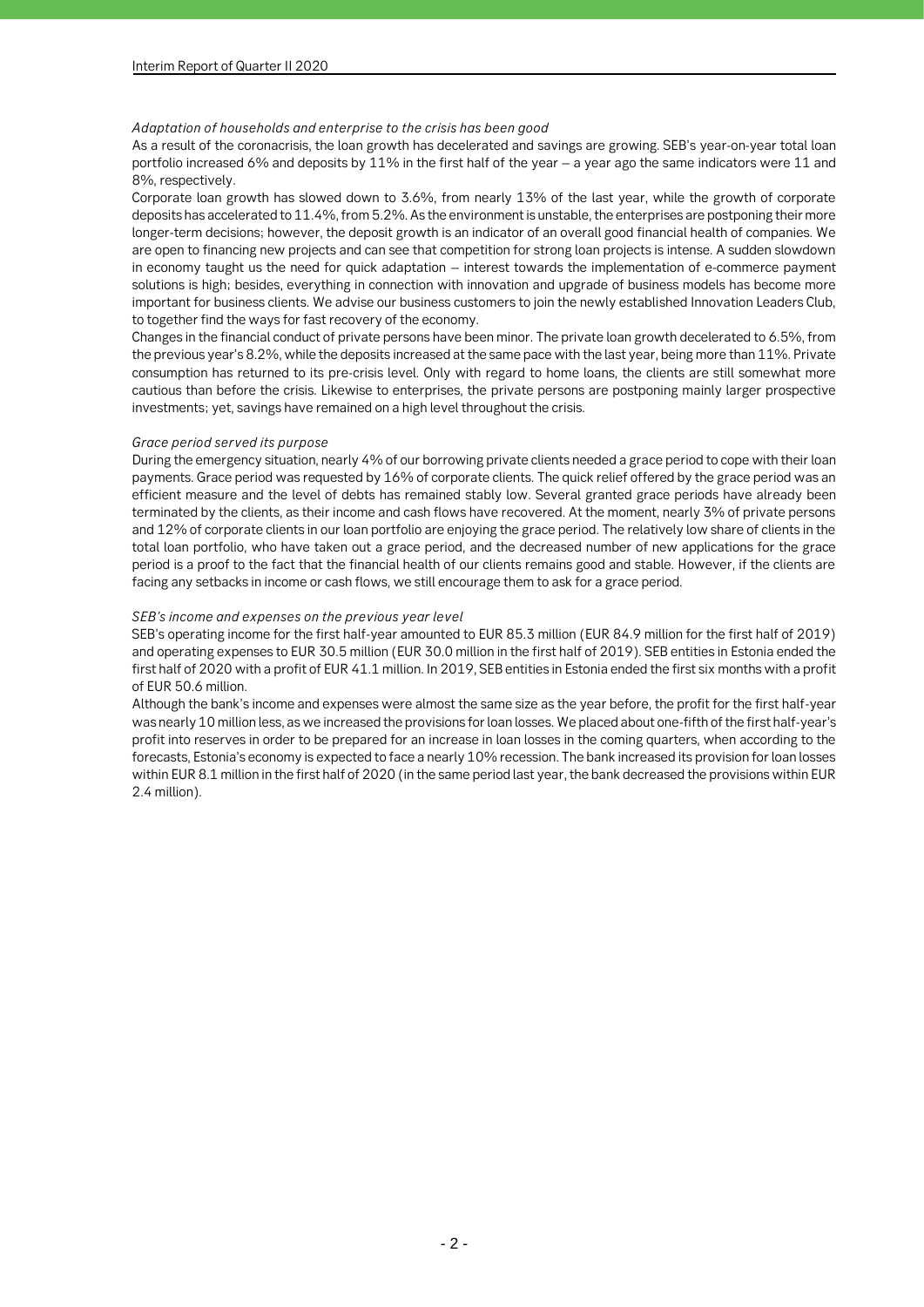*Adaptation of households and enterprise to the crisis has been good*

As a result of the coronacrisis, the loan growth has decelerated and savings are growing. SEB's year-on-year total loan portfolio increased 6% and deposits by 11% in the first half of the year – a year ago the same indicators were 11 and 8%, respectively.

Corporate loan growth has slowed down to 3.6%, from nearly 13% of the last year, while the growth of corporate deposits has accelerated to 11.4%, from 5.2%. As the environment is unstable, the enterprises are postponing their more longer-term decisions; however, the deposit growth is an indicator of an overall good financial health of companies. We are open to financing new projects and can see that competition for strong loan projects is intense. A sudden slowdown in economy taught us the need for quick adaptation – interest towards the implementation of e-commerce payment solutions is high; besides, everything in connection with innovation and upgrade of business models has become more important for business clients. We advise our business customers to join the newly established Innovation Leaders Club, to together find the ways for fast recovery of the economy.

Changes in the financial conduct of private persons have been minor. The private loan growth decelerated to 6.5%, from the previous year's 8.2%, while the deposits increased at the same pace with the last year, being more than 11%. Private consumption has returned to its pre-crisis level. Only with regard to home loans, the clients are still somewhat more cautious than before the crisis. Likewise to enterprises, the private persons are postponing mainly larger prospective investments; yet, savings have remained on a high level throughout the crisis.

*Grace period served its purpose*

During the emergency situation, nearly 4% of our borrowing private clients needed a grace period to cope with their loan payments. Grace period was requested by 16% of corporate clients. The quick relief offered by the grace period was an efficient measure and the level of debts has remained stably low. Several granted grace periods have already been terminated by the clients, as their income and cash flows have recovered. At the moment, nearly 3% of private persons and 12% of corporate clients in our loan portfolio are enjoying the grace period. The relatively low share of clients in the total loan portfolio, who have taken out a grace period, and the decreased number of new applications for the grace period is a proof to the fact that the financial health of our clients remains good and stable. However, if the clients are facing any setbacks in income or cash flows, we still encourage them to ask for a grace period.

*SEB's income and expenses on the previous year level*

SEB's operating income for the first half-year amounted to EUR 85.3 million (EUR 84.9 million for the first half of 2019) and operating expenses to EUR 30.5 million (EUR 30.0 million in the first half of 2019). SEB entities in Estonia ended the first half of 2020 with a profit of EUR 41.1 million. In 2019, SEB entities in Estonia ended the first six months with a profit of EUR 50.6 million.

Although the bank's income and expenses were almost the same size as the year before, the profit for the first half-year was nearly 10 million less, as we increased the provisions for loan losses. We placed about one-fifth of the first half-year's profit into reserves in order to be prepared for an increase in loan losses in the coming quarters, when according to the forecasts, Estonia's economy is expected to face a nearly 10% recession. The bank increased its provision for loan losses within EUR 8.1 million in the first half of 2020 (in the same period last year, the bank decreased the provisions within EUR 2.4 million).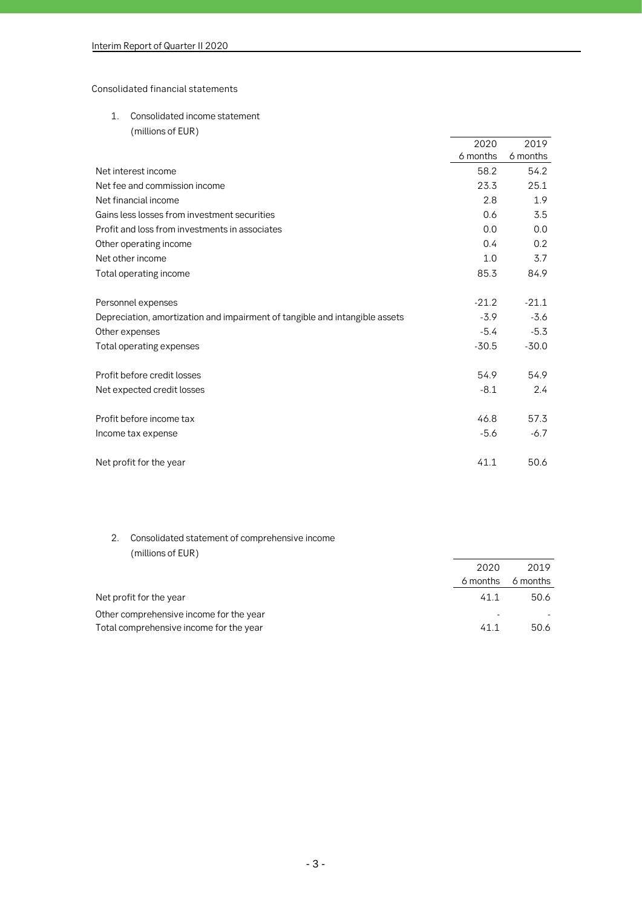Consolidated financial statements

1. Consolidated income statement
   (millions of EUR)

| | 2020 6 months | 2019 6 months |
|---|---|---|
| Net interest income | 58.2 | 54.2 |
| Net fee and commission income | 23.3 | 25.1 |
| Net financial income | 2.8 | 1.9 |
| Gains less losses from investment securities | 0.6 | 3.5 |
| Profit and loss from investments in associates | 0.0 | 0.0 |
| Other operating income | 0.4 | 0.2 |
| Net other income | 1.0 | 3.7 |
| Total operating income | 85.3 | 84.9 |
| | | |
| Personnel expenses | -21.2 | -21.1 |
| Depreciation, amortization and impairment of tangible and intangible assets | -3.9 | -3.6 |
| Other expenses | -5.4 | -5.3 |
| Total operating expenses | -30.5 | -30.0 |
| | | |
| Profit before credit losses | 54.9 | 54.9 |
| Net expected credit losses | -8.1 | 2.4 |
| | | |
| Profit before income tax | 46.8 | 57.3 |
| Income tax expense | -5.6 | -6.7 |
| | | |
| Net profit for the year | 41.1 | 50.6 |

2. Consolidated statement of comprehensive income
   (millions of EUR)

| | 2020 6 months | 2019 6 months |
|---|---|---|
| Net profit for the year | 41.1 | 50.6 |
| Other comprehensive income for the year | - | - |
| Total comprehensive income for the year | 41.1 | 50.6 |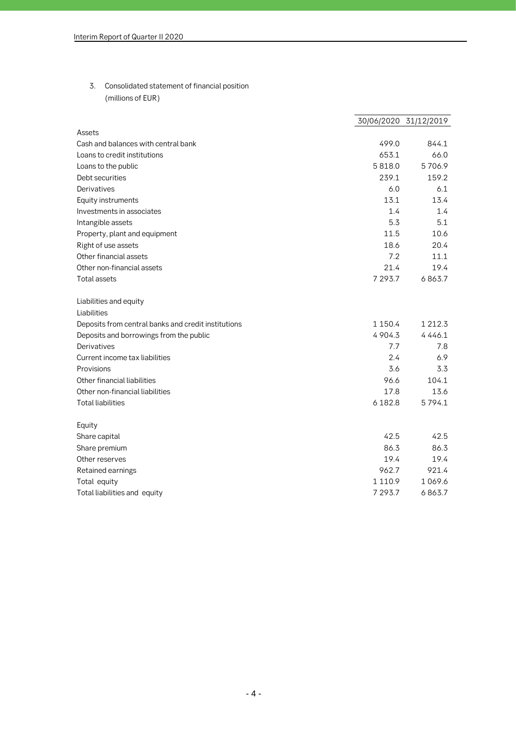## 3. Consolidated statement of financial position
(millions of EUR)

| | 30/06/2020 | 31/12/2019 |
|---|---|---|
| Assets | | |
| Cash and balances with central bank | 499.0 | 844.1 |
| Loans to credit institutions | 653.1 | 66.0 |
| Loans to the public | 5 818.0 | 5 706.9 |
| Debt securities | 239.1 | 159.2 |
| Derivatives | 6.0 | 6.1 |
| Equity instruments | 13.1 | 13.4 |
| Investments in associates | 1.4 | 1.4 |
| Intangible assets | 5.3 | 5.1 |
| Property, plant and equipment | 11.5 | 10.6 |
| Right of use assets | 18.6 | 20.4 |
| Other financial assets | 7.2 | 11.1 |
| Other non-financial assets | 21.4 | 19.4 |
| Total assets | 7 293.7 | 6 863.7 |
| | | |
| Liabilities and equity | | |
| Liabilities | | |
| Deposits from central banks and credit institutions | 1 150.4 | 1 212.3 |
| Deposits and borrowings from the public | 4 904.3 | 4 446.1 |
| Derivatives | 7.7 | 7.8 |
| Current income tax liabilities | 2.4 | 6.9 |
| Provisions | 3.6 | 3.3 |
| Other financial liabilities | 96.6 | 104.1 |
| Other non-financial liabilities | 17.8 | 13.6 |
| Total liabilities | 6 182.8 | 5 794.1 |
| | | |
| Equity | | |
| Share capital | 42.5 | 42.5 |
| Share premium | 86.3 | 86.3 |
| Other reserves | 19.4 | 19.4 |
| Retained earnings | 962.7 | 921.4 |
| Total equity | 1 110.9 | 1 069.6 |
| Total liabilities and equity | 7 293.7 | 6 863.7 |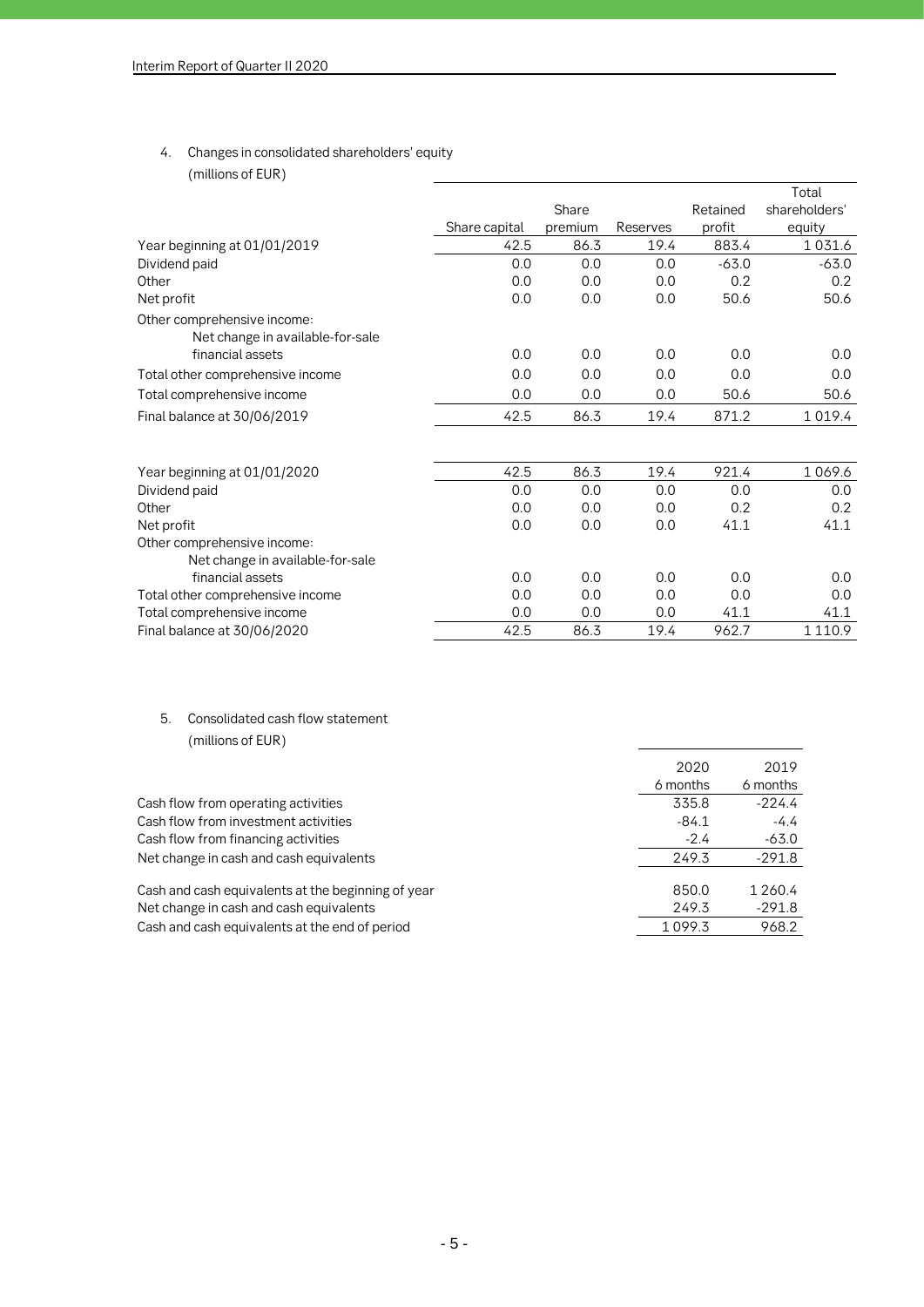## 4. Changes in consolidated shareholders' equity

(millions of EUR)

| | Share capital | Share premium | Reserves | Retained profit | Total shareholders' equity |
|---|---|---|---|---|---|
| Year beginning at 01/01/2019 | 42.5 | 86.3 | 19.4 | 883.4 | 1 031.6 |
| Dividend paid | 0.0 | 0.0 | 0.0 | -63.0 | -63.0 |
| Other | 0.0 | 0.0 | 0.0 | 0.2 | 0.2 |
| Net profit | 0.0 | 0.0 | 0.0 | 50.6 | 50.6 |
| Other comprehensive income: | | | | | |
| Net change in available-for-sale financial assets | 0.0 | 0.0 | 0.0 | 0.0 | 0.0 |
| Total other comprehensive income | 0.0 | 0.0 | 0.0 | 0.0 | 0.0 |
| Total comprehensive income | 0.0 | 0.0 | 0.0 | 50.6 | 50.6 |
| Final balance at 30/06/2019 | 42.5 | 86.3 | 19.4 | 871.2 | 1 019.4 |
| | | | | | |
| Year beginning at 01/01/2020 | 42.5 | 86.3 | 19.4 | 921.4 | 1 069.6 |
| Dividend paid | 0.0 | 0.0 | 0.0 | 0.0 | 0.0 |
| Other | 0.0 | 0.0 | 0.0 | 0.2 | 0.2 |
| Net profit | 0.0 | 0.0 | 0.0 | 41.1 | 41.1 |
| Other comprehensive income: | | | | | |
| Net change in available-for-sale financial assets | 0.0 | 0.0 | 0.0 | 0.0 | 0.0 |
| Total other comprehensive income | 0.0 | 0.0 | 0.0 | 0.0 | 0.0 |
| Total comprehensive income | 0.0 | 0.0 | 0.0 | 41.1 | 41.1 |
| Final balance at 30/06/2020 | 42.5 | 86.3 | 19.4 | 962.7 | 1 110.9 |

## 5. Consolidated cash flow statement

(millions of EUR)

| | 2020 6 months | 2019 6 months |
|---|---|---|
| Cash flow from operating activities | 335.8 | -224.4 |
| Cash flow from investment activities | -84.1 | -4.4 |
| Cash flow from financing activities | -2.4 | -63.0 |
| Net change in cash and cash equivalents | 249.3 | -291.8 |
| | | |
| Cash and cash equivalents at the beginning of year | 850.0 | 1 260.4 |
| Net change in cash and cash equivalents | 249.3 | -291.8 |
| Cash and cash equivalents at the end of period | 1 099.3 | 968.2 |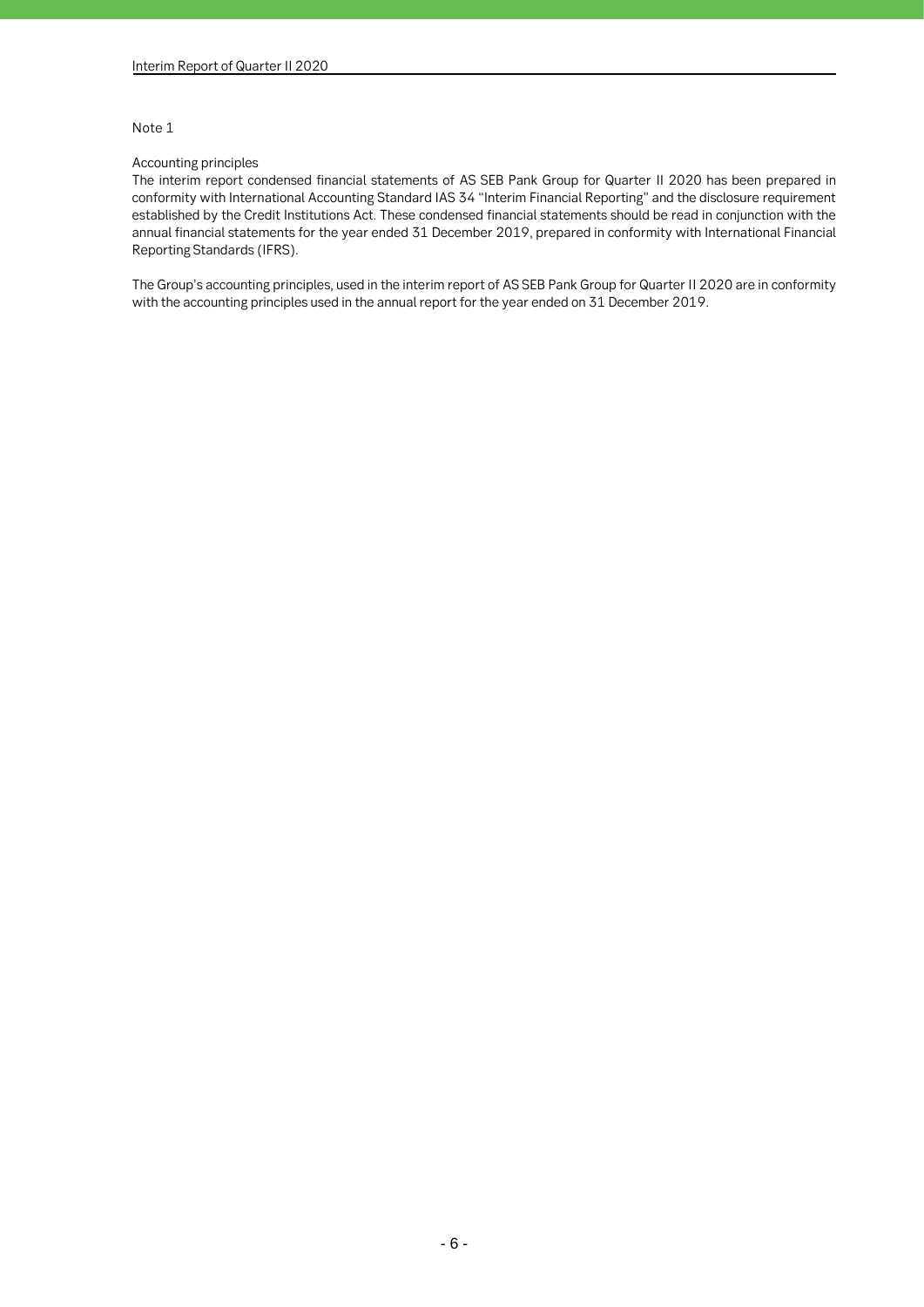Note 1

Accounting principles

The interim report condensed financial statements of AS SEB Pank Group for Quarter II 2020 has been prepared in conformity with International Accounting Standard IAS 34 "Interim Financial Reporting" and the disclosure requirement established by the Credit Institutions Act. These condensed financial statements should be read in conjunction with the annual financial statements for the year ended 31 December 2019, prepared in conformity with International Financial Reporting Standards (IFRS).

The Group's accounting principles, used in the interim report of AS SEB Pank Group for Quarter II 2020 are in conformity with the accounting principles used in the annual report for the year ended on 31 December 2019.